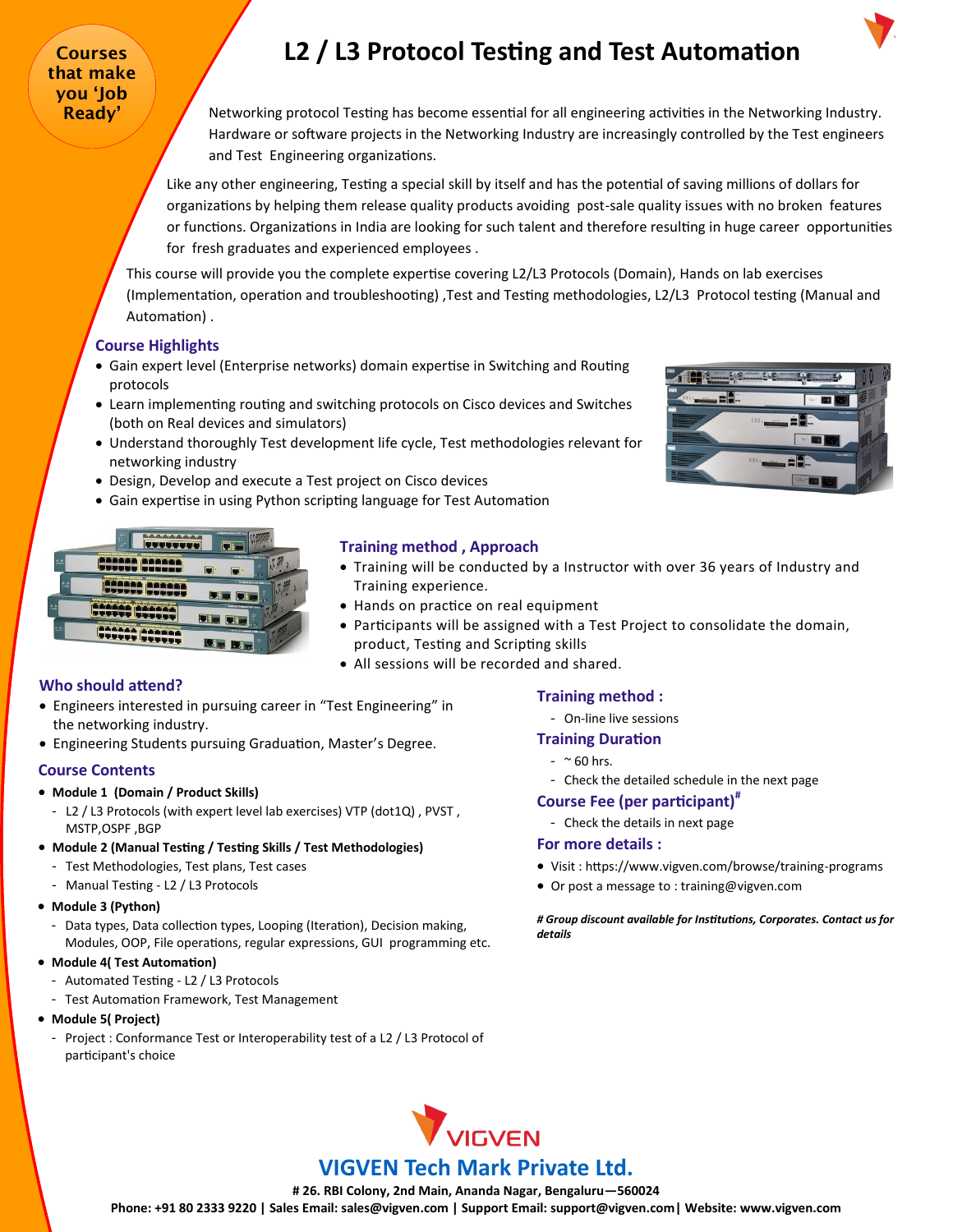Courses that make you 'Job Ready'

# L2 / L3 Protocol Testing and Test Automation

Networking protocol Testing has become essential for all engineering activities in the Networking Industry. Hardware or software projects in the Networking Industry are increasingly controlled by the Test engineers and Test Engineering organizations.

Like any other engineering, Testing a special skill by itself and has the potential of saving millions of dollars for organizations by helping them release quality products avoiding post-sale quality issues with no broken features or functions. Organizations in India are looking for such talent and therefore resulting in huge career opportunities for fresh graduates and experienced employees .

This course will provide you the complete expertise covering L2/L3 Protocols (Domain), Hands on lab exercises (Implementation, operation and troubleshooting) ,Test and Testing methodologies, L2/L3 Protocol testing (Manual and Automation) .

## Course Highlights

- Gain expert level (Enterprise networks) domain expertise in Switching and Routing protocols
- Learn implementing routing and switching protocols on Cisco devices and Switches (both on Real devices and simulators)
- Understand thoroughly Test development life cycle, Test methodologies relevant for networking industry
- Design, Develop and execute a Test project on Cisco devices
- Gain expertise in using Python scripting language for Test Automation

## Training method , Approach

- Training will be conducted by a Instructor with over 36 years of Industry and Training experience.
- Hands on practice on real equipment
- Participants will be assigned with a Test Project to consolidate the domain, product, Testing and Scripting skills
- All sessions will be recorded and shared.

## Who should attend?

- Engineers interested in pursuing career in "Test Engineering" in the networking industry.
- Engineering Students pursuing Graduation, Master's Degree.

## Course Contents

- **Module 1 (Domain / Product Skills)**
  - L2 / L3 Protocols (with expert level lab exercises) VTP (dot1Q) , PVST , MSTP,OSPF ,BGP
- **Module 2 (Manual Testing / Testing Skills / Test Methodologies)**
  - Test Methodologies, Test plans, Test cases
  - Manual Testing - L2 / L3 Protocols
- **Module 3 (Python)**
  - Data types, Data collection types, Looping (Iteration), Decision making, Modules, OOP, File operations, regular expressions, GUI programming etc.
- **Module 4( Test Automation)**
  - Automated Testing - L2 / L3 Protocols
  - Test Automation Framework, Test Management
- **Module 5( Project)**
  - Project : Conformance Test or Interoperability test of a L2 / L3 Protocol of participant's choice

## Training method :

- On-line live sessions

## Training Duration

- ~ 60 hrs.
- Check the detailed schedule in the next page

## Course Fee (per participant)#

- Check the details in next page

## For more details :

- Visit : https://www.vigven.com/browse/training-programs
- Or post a message to : training@vigven.com

***# Group discount available for Institutions, Corporates. Contact us for details***

VIGVEN

**VIGVEN Tech Mark Private Ltd.**

**# 26. RBI Colony, 2nd Main, Ananda Nagar, Bengaluru—560024**

**Phone: +91 80 2333 9220 | Sales Email: sales@vigven.com | Support Email: support@vigven.com| Website: www.vigven.com**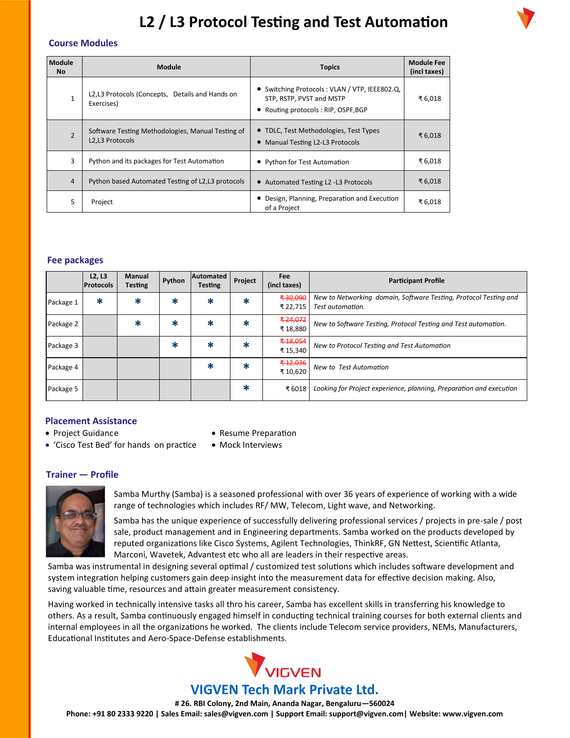# L2 / L3 Protocol Testing and Test Automation

## Course Modules

| Module No | Module | Topics | Module Fee (incl taxes) |
|---|---|---|---|
| 1 | L2,L3 Protocols (Concepts, Details and Hands on Exercises) | • Switching Protocols : VLAN / VTP, IEEE802.Q, STP, RSTP, PVST and MSTP<br>• Routing protocols : RIP, OSPF,BGP | ₹ 6,018 |
| 2 | Software Testing Methodologies, Manual Testing of L2,L3 Protocols | • TDLC, Test Methodologies, Test Types<br>• Manual Testing L2-L3 Protocols | ₹ 6,018 |
| 3 | Python and its packages for Test Automation | • Python for Test Automation | ₹ 6,018 |
| 4 | Python based Automated Testing of L2,L3 protocols | • Automated Testing L2 -L3 Protocols | ₹ 6,018 |
| 5 | Project | • Design, Planning, Preparation and Execution of a Project | ₹ 6,018 |

## Fee packages

| | L2, L3 Protocols | Manual Testing | Python | Automated Testing | Project | Fee (incl taxes) | Participant Profile |
|---|---|---|---|---|---|---|---|
| Package 1 | * | * | * | * | * | ~~₹ 30,090~~ ₹ 22,715 | *New to Networking domain, Software Testing, Protocol Testing and Test automation.* |
| Package 2 | | * | * | * | * | ~~₹ 24,072~~ ₹ 18,880 | *New to Software Testing, Protocol Testing and Test automation.* |
| Package 3 | | | * | * | * | ~~₹ 18,054~~ ₹ 15,340 | *New to Protocol Testing and Test Automation* |
| Package 4 | | | | * | * | ~~₹ 12,036~~ ₹ 10,620 | *New to Test Automation* |
| Package 5 | | | | | * | ₹ 6018 | *Looking for Project experience, planning, Preparation and execution* |

## Placement Assistance

- Project Guidance
- 'Cisco Test Bed' for hands on practice
- Resume Preparation
- Mock Interviews

## Trainer — Profile

Samba Murthy (Samba) is a seasoned professional with over 36 years of experience of working with a wide range of technologies which includes RF/ MW, Telecom, Light wave, and Networking.

Samba has the unique experience of successfully delivering professional services / projects in pre-sale / post sale, product management and in Engineering departments. Samba worked on the products developed by reputed organizations like Cisco Systems, Agilent Technologies, ThinkRF, GN Nettest, Scientific Atlanta, Marconi, Wavetek, Advantest etc who all are leaders in their respective areas. Samba was instrumental in designing several optimal / customized test solutions which includes software development and system integration helping customers gain deep insight into the measurement data for effective decision making. Also, saving valuable time, resources and attain greater measurement consistency.

Having worked in technically intensive tasks all thro his career, Samba has excellent skills in transferring his knowledge to others. As a result, Samba continuously engaged himself in conducting technical training courses for both external clients and internal employees in all the organizations he worked. The clients include Telecom service providers, NEMs, Manufacturers, Educational Institutes and Aero-Space-Defense establishments.

VIGVEN

**VIGVEN Tech Mark Private Ltd.**

**# 26. RBI Colony, 2nd Main, Ananda Nagar, Bengaluru—560024**

**Phone: +91 80 2333 9220 | Sales Email: sales@vigven.com | Support Email: support@vigven.com| Website: www.vigven.com**